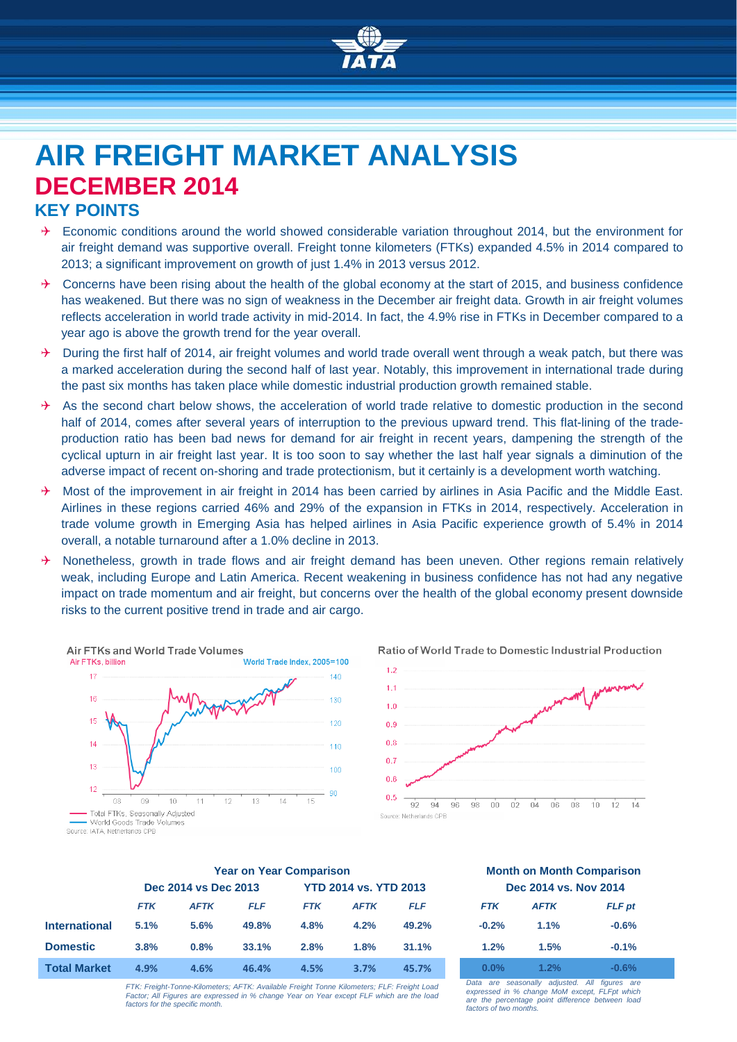# AIR FREIGHT MARKET ANALYSIS

## DECEMBER 2014

### KEY POINTS

- Economic conditions around the world showed considerable variation throughout 2014, but the environment for air freight demand was supportive overall. Freight tonne kilometers (FTKs) expanded 4.5% in 2014 compared to 2013; a significant improvement on growth of just 1.4% in 2013 versus 2012.
- Concerns have been rising about the health of the global economy at the start of 2015, and business confidence has weakened. But there was no sign of weakness in the December air freight data. Growth in air freight volumes reflects acceleration in world trade activity in mid-2014. In fact, the 4.9% rise in FTKs in December compared to a year ago is above the growth trend for the year overall.
- During the first half of 2014, air freight volumes and world trade overall went through a weak patch, but there was a marked acceleration during the second half of last year. Notably, this improvement in international trade during the past six months has taken place while domestic industrial production growth remained stable.
- As the second chart below shows, the acceleration of world trade relative to domestic production in the second half of 2014, comes after several years of interruption to the previous upward trend. This flat-lining of the trade-production ratio has been bad news for demand for air freight in recent years, dampening the strength of the cyclical upturn in air freight last year. It is too soon to say whether the last half year signals a diminution of the adverse impact of recent on-shoring and trade protectionism, but it certainly is a development worth watching.
- Most of the improvement in air freight in 2014 has been carried by airlines in Asia Pacific and the Middle East. Airlines in these regions carried 46% and 29% of the expansion in FTKs in 2014, respectively. Acceleration in trade volume growth in Emerging Asia has helped airlines in Asia Pacific experience growth of 5.4% in 2014 overall, a notable turnaround after a 1.0% decline in 2013.
- Nonetheless, growth in trade flows and air freight demand has been uneven. Other regions remain relatively weak, including Europe and Latin America. Recent weakening in business confidence has not had any negative impact on trade momentum and air freight, but concerns over the health of the global economy present downside risks to the current positive trend in trade and air cargo.

Air FTKs and World Trade Volumes

Air FTKs, billion — World Trade Index, 2005=100

Total FTKs, Seasonally Adjusted; World Goods Trade Volumes

Source: IATA, Netherlands CPB

Ratio of World Trade to Domestic Industrial Production

Source: Netherlands CPB

| | Year on Year Comparison | | | | | | Month on Month Comparison | | |
|---|---|---|---|---|---|---|---|---|---|
| | Dec 2014 vs Dec 2013 | | | YTD 2014 vs. YTD 2013 | | | Dec 2014 vs. Nov 2014 | | |
| | *FTK* | *AFTK* | *FLF* | *FTK* | *AFTK* | *FLF* | *FTK* | *AFTK* | *FLF pt* |
| **International** | 5.1% | 5.6% | 49.8% | 4.8% | 4.2% | 49.2% | -0.2% | 1.1% | -0.6% |
| **Domestic** | 3.8% | 0.8% | 33.1% | 2.8% | 1.8% | 31.1% | 1.2% | 1.5% | -0.1% |
| **Total Market** | 4.9% | 4.6% | 46.4% | 4.5% | 3.7% | 45.7% | 0.0% | 1.2% | -0.6% |

*FTK: Freight-Tonne-Kilometers; AFTK: Available Freight Tonne Kilometers; FLF: Freight Load Factor; All Figures are expressed in % change Year on Year except FLF which are the load factors for the specific month.*

*Data are seasonally adjusted. All figures are expressed in % change MoM except, FLFpt which are the percentage point difference between load factors of two months.*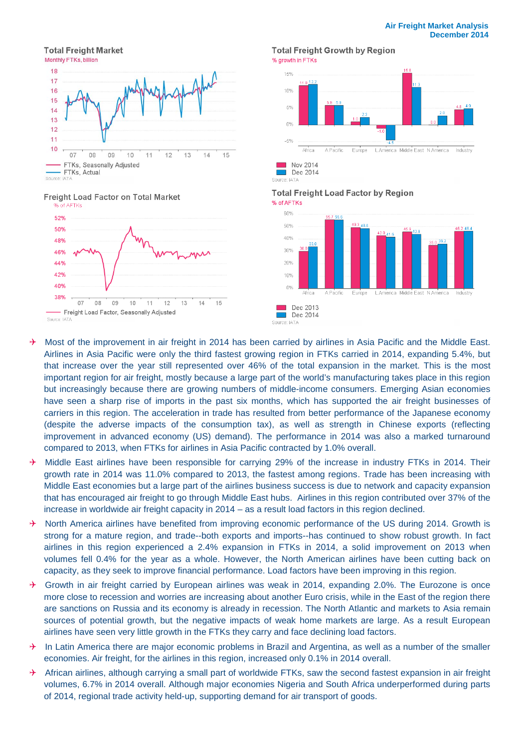### Total Freight Market

Monthly FTKs, billion

Legend: FTKs, Seasonally Adjusted; FTKs, Actual

Source: IATA

### Total Freight Growth by Region

% growth in FTKs

| | Africa | A Pacific | Europe | L America | Middle East | N America | Industry |
|---|---|---|---|---|---|---|---|
| Nov 2014 | 11.9 | 5.9 | 1.0 | -1.0 | 15.8 | 0.0 | 4.6 |
| Dec 2014 | 12.2 | 5.9 | 2.3 | -4.5 | 11.3 | 2.8 | 4.9 |

Source: IATA

### Freight Load Factor on Total Market

% of AFTKs

Legend: Freight Load Factor, Seasonally Adjusted

Source: IATA

### Total Freight Load Factor by Region

% of AFTKs

| | Africa | A Pacific | Europe | L America | Middle East | N America | Industry |
|---|---|---|---|---|---|---|---|
| Dec 2013 | 30.0 | 55.7 | 49.3 | 42.9 | 46.9 | 35.0 | 46.2 |
| Dec 2014 | 33.8 | 55.6 | 48.8 | 41.6 | 43.8 | 36.2 | 46.4 |

Source: IATA

- Most of the improvement in air freight in 2014 has been carried by airlines in Asia Pacific and the Middle East. Airlines in Asia Pacific were only the third fastest growing region in FTKs carried in 2014, expanding 5.4%, but that increase over the year still represented over 46% of the total expansion in the market. This is the most important region for air freight, mostly because a large part of the world's manufacturing takes place in this region but increasingly because there are growing numbers of middle-income consumers. Emerging Asian economies have seen a sharp rise of imports in the past six months, which has supported the air freight businesses of carriers in this region. The acceleration in trade has resulted from better performance of the Japanese economy (despite the adverse impacts of the consumption tax), as well as strength in Chinese exports (reflecting improvement in advanced economy (US) demand). The performance in 2014 was also a marked turnaround compared to 2013, when FTKs for airlines in Asia Pacific contracted by 1.0% overall.
- Middle East airlines have been responsible for carrying 29% of the increase in industry FTKs in 2014. Their growth rate in 2014 was 11.0% compared to 2013, the fastest among regions. Trade has been increasing with Middle East economies but a large part of the airlines business success is due to network and capacity expansion that has encouraged air freight to go through Middle East hubs. Airlines in this region contributed over 37% of the increase in worldwide air freight capacity in 2014 – as a result load factors in this region declined.
- North America airlines have benefited from improving economic performance of the US during 2014. Growth is strong for a mature region, and trade--both exports and imports--has continued to show robust growth. In fact airlines in this region experienced a 2.4% expansion in FTKs in 2014, a solid improvement on 2013 when volumes fell 0.4% for the year as a whole. However, the North American airlines have been cutting back on capacity, as they seek to improve financial performance. Load factors have been improving in this region.
- Growth in air freight carried by European airlines was weak in 2014, expanding 2.0%. The Eurozone is once more close to recession and worries are increasing about another Euro crisis, while in the East of the region there are sanctions on Russia and its economy is already in recession. The North Atlantic and markets to Asia remain sources of potential growth, but the negative impacts of weak home markets are large. As a result European airlines have seen very little growth in the FTKs they carry and face declining load factors.
- In Latin America there are major economic problems in Brazil and Argentina, as well as a number of the smaller economies. Air freight, for the airlines in this region, increased only 0.1% in 2014 overall.
- African airlines, although carrying a small part of worldwide FTKs, saw the second fastest expansion in air freight volumes, 6.7% in 2014 overall. Although major economies Nigeria and South Africa underperformed during parts of 2014, regional trade activity held-up, supporting demand for air transport of goods.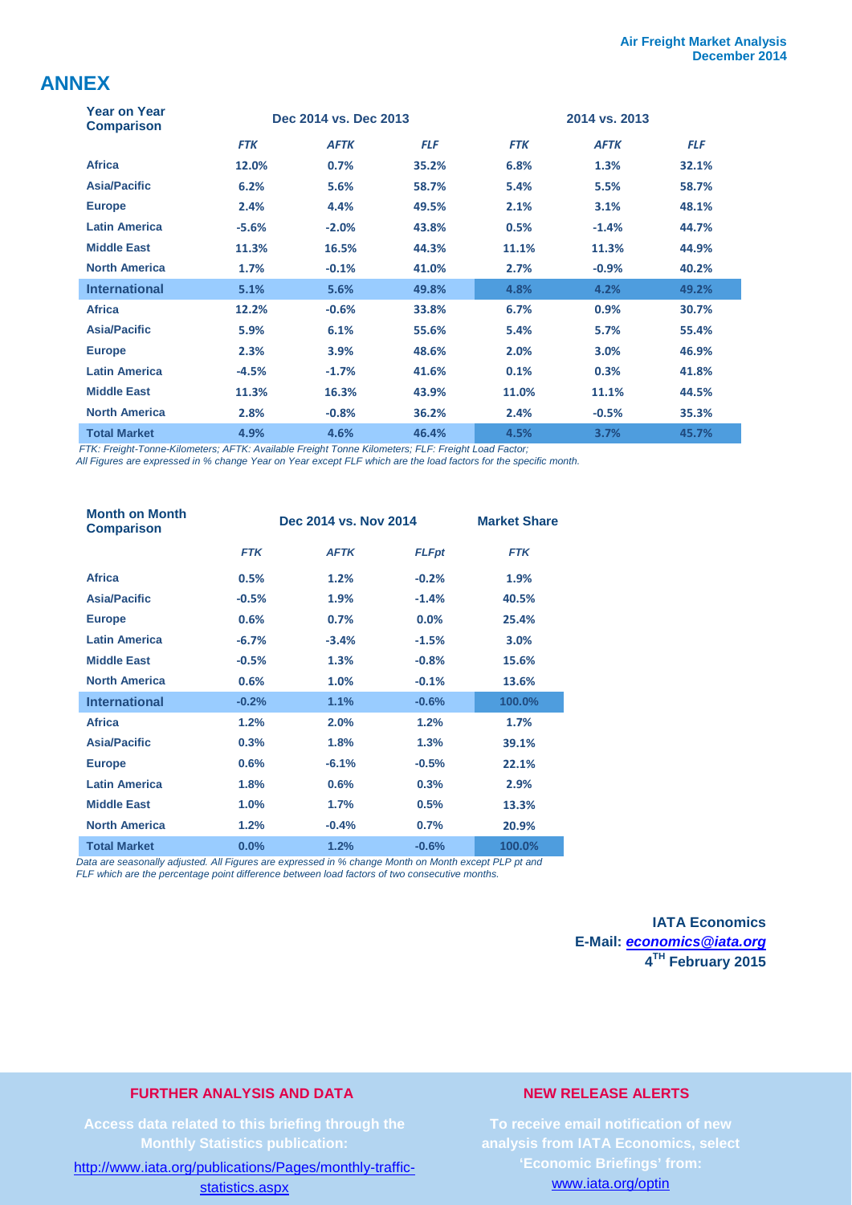## ANNEX

| Year on Year Comparison | Dec 2014 vs. Dec 2013 | | | 2014 vs. 2013 | | |
|---|---|---|---|---|---|---|
| | *FTK* | *AFTK* | *FLF* | *FTK* | *AFTK* | *FLF* |
| **Africa** | 12.0% | 0.7% | 35.2% | 6.8% | 1.3% | 32.1% |
| **Asia/Pacific** | 6.2% | 5.6% | 58.7% | 5.4% | 5.5% | 58.7% |
| **Europe** | 2.4% | 4.4% | 49.5% | 2.1% | 3.1% | 48.1% |
| **Latin America** | -5.6% | -2.0% | 43.8% | 0.5% | -1.4% | 44.7% |
| **Middle East** | 11.3% | 16.5% | 44.3% | 11.1% | 11.3% | 44.9% |
| **North America** | 1.7% | -0.1% | 41.0% | 2.7% | -0.9% | 40.2% |
| **International** | 5.1% | 5.6% | 49.8% | 4.8% | 4.2% | 49.2% |
| **Africa** | 12.2% | -0.6% | 33.8% | 6.7% | 0.9% | 30.7% |
| **Asia/Pacific** | 5.9% | 6.1% | 55.6% | 5.4% | 5.7% | 55.4% |
| **Europe** | 2.3% | 3.9% | 48.6% | 2.0% | 3.0% | 46.9% |
| **Latin America** | -4.5% | -1.7% | 41.6% | 0.1% | 0.3% | 41.8% |
| **Middle East** | 11.3% | 16.3% | 43.9% | 11.0% | 11.1% | 44.5% |
| **North America** | 2.8% | -0.8% | 36.2% | 2.4% | -0.5% | 35.3% |
| **Total Market** | 4.9% | 4.6% | 46.4% | 4.5% | 3.7% | 45.7% |

*FTK: Freight-Tonne-Kilometers; AFTK: Available Freight Tonne Kilometers; FLF: Freight Load Factor;*
*All Figures are expressed in % change Year on Year except FLF which are the load factors for the specific month.*

| Month on Month Comparison | Dec 2014 vs. Nov 2014 | | | Market Share |
|---|---|---|---|---|
| | *FTK* | *AFTK* | *FLFpt* | *FTK* |
| **Africa** | 0.5% | 1.2% | -0.2% | 1.9% |
| **Asia/Pacific** | -0.5% | 1.9% | -1.4% | 40.5% |
| **Europe** | 0.6% | 0.7% | 0.0% | 25.4% |
| **Latin America** | -6.7% | -3.4% | -1.5% | 3.0% |
| **Middle East** | -0.5% | 1.3% | -0.8% | 15.6% |
| **North America** | 0.6% | 1.0% | -0.1% | 13.6% |
| **International** | -0.2% | 1.1% | -0.6% | 100.0% |
| **Africa** | 1.2% | 2.0% | 1.2% | 1.7% |
| **Asia/Pacific** | 0.3% | 1.8% | 1.3% | 39.1% |
| **Europe** | 0.6% | -6.1% | -0.5% | 22.1% |
| **Latin America** | 1.8% | 0.6% | 0.3% | 2.9% |
| **Middle East** | 1.0% | 1.7% | 0.5% | 13.3% |
| **North America** | 1.2% | -0.4% | 0.7% | 20.9% |
| **Total Market** | 0.0% | 1.2% | -0.6% | 100.0% |

*Data are seasonally adjusted. All Figures are expressed in % change Month on Month except PLP pt and FLF which are the percentage point difference between load factors of two consecutive months.*

**IATA Economics**
**E-Mail: *economics@iata.org***
**4[TH] February 2015**

**FURTHER ANALYSIS AND DATA**

**Access data related to this briefing through the Monthly Statistics publication:**

http://www.iata.org/publications/Pages/monthly-traffic-statistics.aspx

**NEW RELEASE ALERTS**

**To receive email notification of new analysis from IATA Economics, select 'Economic Briefings' from:**

www.iata.org/optin